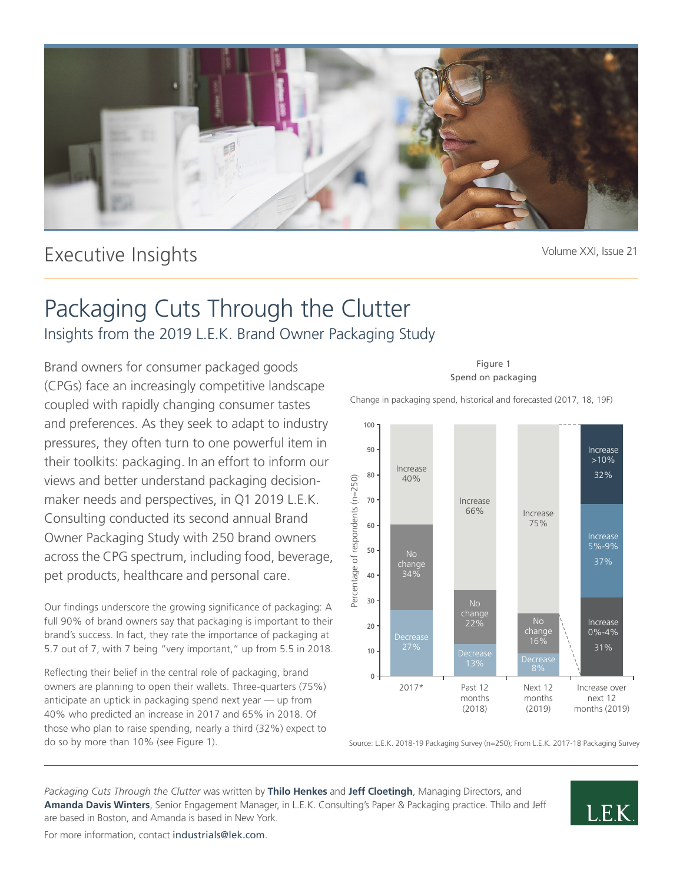Executive Insights

Volume XXI, Issue 21

# Packaging Cuts Through the Clutter

## Insights from the 2019 L.E.K. Brand Owner Packaging Study

Brand owners for consumer packaged goods (CPGs) face an increasingly competitive landscape coupled with rapidly changing consumer tastes and preferences. As they seek to adapt to industry pressures, they often turn to one powerful item in their toolkits: packaging. In an effort to inform our views and better understand packaging decision-maker needs and perspectives, in Q1 2019 L.E.K. Consulting conducted its second annual Brand Owner Packaging Study with 250 brand owners across the CPG spectrum, including food, beverage, pet products, healthcare and personal care.

Our findings underscore the growing significance of packaging: A full 90% of brand owners say that packaging is important to their brand's success. In fact, they rate the importance of packaging at 5.7 out of 7, with 7 being "very important," up from 5.5 in 2018.

Reflecting their belief in the central role of packaging, brand owners are planning to open their wallets. Three-quarters (75%) anticipate an uptick in packaging spend next year — up from 40% who predicted an increase in 2017 and 65% in 2018. Of those who plan to raise spending, nearly a third (32%) expect to do so by more than 10% (see Figure 1).

Figure 1
Spend on packaging

Change in packaging spend, historical and forecasted (2017, 18, 19F)

| | 2017* | Past 12 months (2018) | Next 12 months (2019) | Increase over next 12 months (2019) |
|---|---|---|---|---|
| Increase | 40% | 66% | 75% | |
| No change | 34% | 22% | 16% | |
| Decrease | 27% | 13% | 8% | |
| Increase >10% | | | | 32% |
| Increase 5%-9% | | | | 37% |
| Increase 0%-4% | | | | 31% |

Percentage of respondents (n=250)

Source: L.E.K. 2018-19 Packaging Survey (n=250); From L.E.K. 2017-18 Packaging Survey

*Packaging Cuts Through the Clutter* was written by **Thilo Henkes** and **Jeff Cloetingh**, Managing Directors, and **Amanda Davis Winters**, Senior Engagement Manager, in L.E.K. Consulting's Paper & Packaging practice. Thilo and Jeff are based in Boston, and Amanda is based in New York.

For more information, contact industrials@lek.com.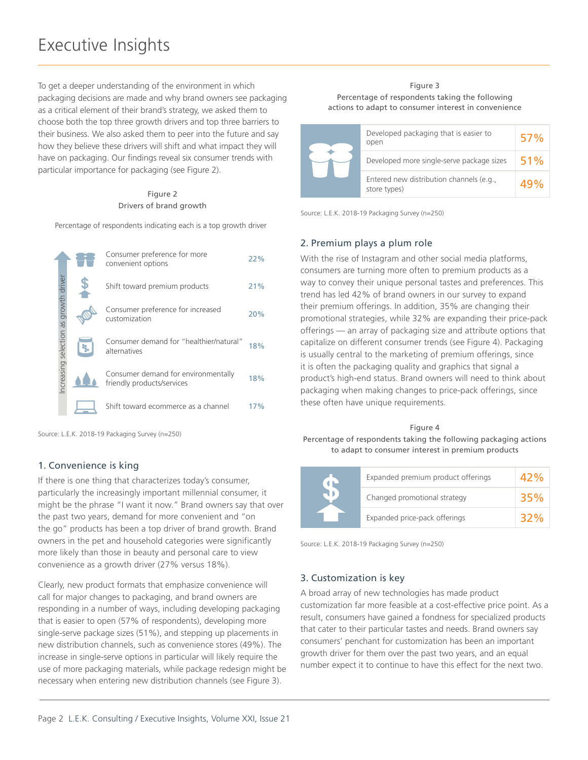# Executive Insights

To get a deeper understanding of the environment in which packaging decisions are made and why brand owners see packaging as a critical element of their brand's strategy, we asked them to choose both the top three growth drivers and top three barriers to their business. We also asked them to peer into the future and say how they believe these drivers will shift and what impact they will have on packaging. Our findings reveal six consumer trends with particular importance for packaging (see Figure 2).

Figure 2
Drivers of brand growth

Percentage of respondents indicating each is a top growth driver

Increasing selection as growth driver

| Driver | Percentage |
|---|---|
| Consumer preference for more convenient options | 22% |
| Shift toward premium products | 21% |
| Consumer preference for increased customization | 20% |
| Consumer demand for "healthier/natural" alternatives | 18% |
| Consumer demand for environmentally friendly products/services | 18% |
| Shift toward ecommerce as a channel | 17% |

Source: L.E.K. 2018-19 Packaging Survey (n=250)

## 1. Convenience is king

If there is one thing that characterizes today's consumer, particularly the increasingly important millennial consumer, it might be the phrase "I want it now." Brand owners say that over the past two years, demand for more convenient and "on the go" products has been a top driver of brand growth. Brand owners in the pet and household categories were significantly more likely than those in beauty and personal care to view convenience as a growth driver (27% versus 18%).

Clearly, new product formats that emphasize convenience will call for major changes to packaging, and brand owners are responding in a number of ways, including developing packaging that is easier to open (57% of respondents), developing more single-serve package sizes (51%), and stepping up placements in new distribution channels, such as convenience stores (49%). The increase in single-serve options in particular will likely require the use of more packaging materials, while package redesign might be necessary when entering new distribution channels (see Figure 3).

Figure 3
Percentage of respondents taking the following actions to adapt to consumer interest in convenience

| Action | Percentage |
|---|---|
| Developed packaging that is easier to open | 57% |
| Developed more single-serve package sizes | 51% |
| Entered new distribution channels (e.g., store types) | 49% |

Source: L.E.K. 2018-19 Packaging Survey (n=250)

## 2. Premium plays a plum role

With the rise of Instagram and other social media platforms, consumers are turning more often to premium products as a way to convey their unique personal tastes and preferences. This trend has led 42% of brand owners in our survey to expand their premium offerings. In addition, 35% are changing their promotional strategies, while 32% are expanding their price-pack offerings — an array of packaging size and attribute options that capitalize on different consumer trends (see Figure 4). Packaging is usually central to the marketing of premium offerings, since it is often the packaging quality and graphics that signal a product's high-end status. Brand owners will need to think about packaging when making changes to price-pack offerings, since these often have unique requirements.

Figure 4
Percentage of respondents taking the following packaging actions to adapt to consumer interest in premium products

| Action | Percentage |
|---|---|
| Expanded premium product offerings | 42% |
| Changed promotional strategy | 35% |
| Expanded price-pack offerings | 32% |

Source: L.E.K. 2018-19 Packaging Survey (n=250)

## 3. Customization is key

A broad array of new technologies has made product customization far more feasible at a cost-effective price point. As a result, consumers have gained a fondness for specialized products that cater to their particular tastes and needs. Brand owners say consumers' penchant for customization has been an important growth driver for them over the past two years, and an equal number expect it to continue to have this effect for the next two.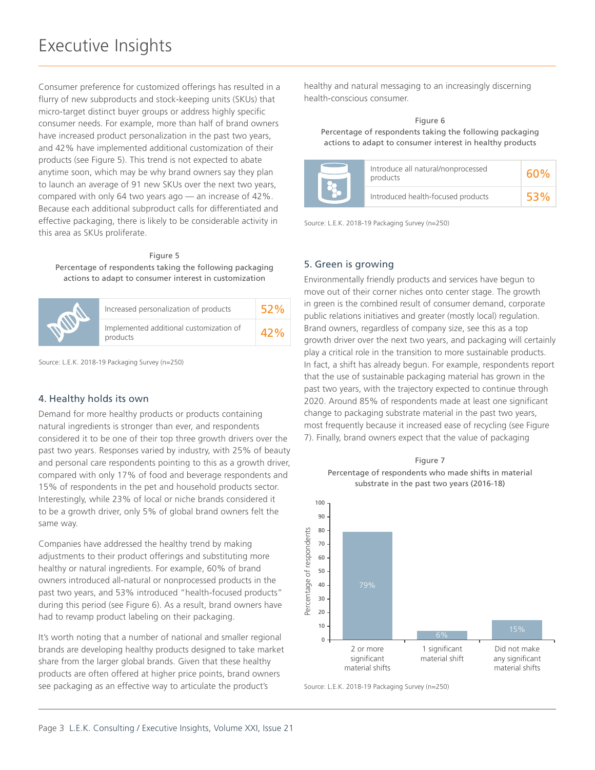# Executive Insights

Consumer preference for customized offerings has resulted in a flurry of new subproducts and stock-keeping units (SKUs) that micro-target distinct buyer groups or address highly specific consumer needs. For example, more than half of brand owners have increased product personalization in the past two years, and 42% have implemented additional customization of their products (see Figure 5). This trend is not expected to abate anytime soon, which may be why brand owners say they plan to launch an average of 91 new SKUs over the next two years, compared with only 64 two years ago — an increase of 42%. Because each additional subproduct calls for differentiated and effective packaging, there is likely to be considerable activity in this area as SKUs proliferate.

Figure 5
Percentage of respondents taking the following packaging actions to adapt to consumer interest in customization

| Action | Percentage |
|---|---|
| Increased personalization of products | 52% |
| Implemented additional customization of products | 42% |

Source: L.E.K. 2018-19 Packaging Survey (n=250)

## 4. Healthy holds its own

Demand for more healthy products or products containing natural ingredients is stronger than ever, and respondents considered it to be one of their top three growth drivers over the past two years. Responses varied by industry, with 25% of beauty and personal care respondents pointing to this as a growth driver, compared with only 17% of food and beverage respondents and 15% of respondents in the pet and household products sector. Interestingly, while 23% of local or niche brands considered it to be a growth driver, only 5% of global brand owners felt the same way.

Companies have addressed the healthy trend by making adjustments to their product offerings and substituting more healthy or natural ingredients. For example, 60% of brand owners introduced all-natural or nonprocessed products in the past two years, and 53% introduced "health-focused products" during this period (see Figure 6). As a result, brand owners have had to revamp product labeling on their packaging.

It's worth noting that a number of national and smaller regional brands are developing healthy products designed to take market share from the larger global brands. Given that these healthy products are often offered at higher price points, brand owners see packaging as an effective way to articulate the product's healthy and natural messaging to an increasingly discerning health-conscious consumer.

Figure 6
Percentage of respondents taking the following packaging actions to adapt to consumer interest in healthy products

| Action | Percentage |
|---|---|
| Introduce all natural/nonprocessed products | 60% |
| Introduced health-focused products | 53% |

Source: L.E.K. 2018-19 Packaging Survey (n=250)

## 5. Green is growing

Environmentally friendly products and services have begun to move out of their corner niches onto center stage. The growth in green is the combined result of consumer demand, corporate public relations initiatives and greater (mostly local) regulation. Brand owners, regardless of company size, see this as a top growth driver over the next two years, and packaging will certainly play a critical role in the transition to more sustainable products. In fact, a shift has already begun. For example, respondents report that the use of sustainable packaging material has grown in the past two years, with the trajectory expected to continue through 2020. Around 85% of respondents made at least one significant change to packaging substrate material in the past two years, most frequently because it increased ease of recycling (see Figure 7). Finally, brand owners expect that the value of packaging

Figure 7
Percentage of respondents who made shifts in material substrate in the past two years (2016-18)

| | Percentage of respondents |
|---|---|
| 2 or more significant material shifts | 79% |
| 1 significant material shift | 6% |
| Did not make any significant material shifts | 15% |

Source: L.E.K. 2018-19 Packaging Survey (n=250)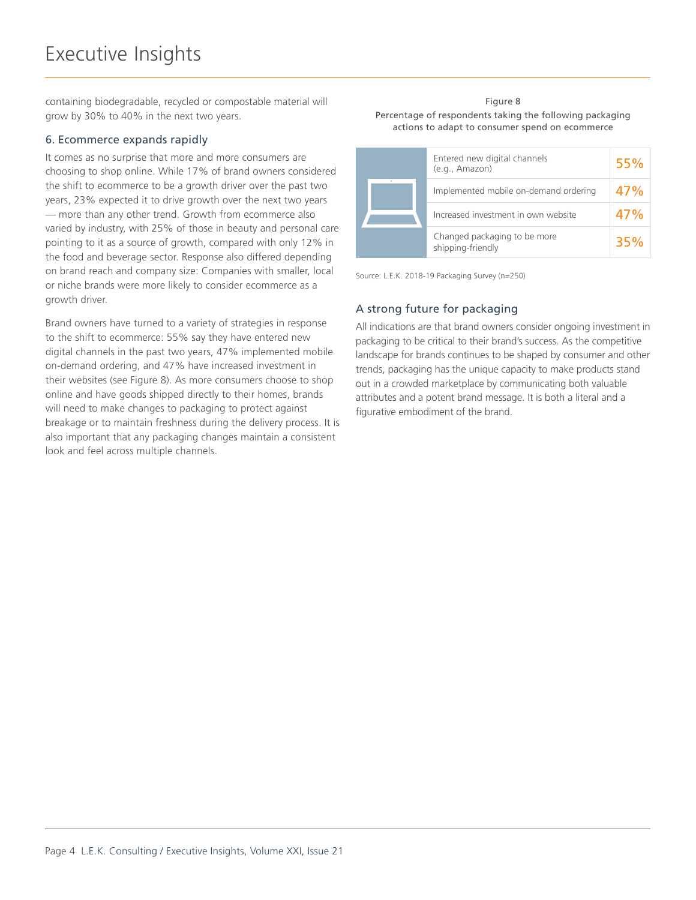containing biodegradable, recycled or compostable material will grow by 30% to 40% in the next two years.

### 6. Ecommerce expands rapidly

It comes as no surprise that more and more consumers are choosing to shop online. While 17% of brand owners considered the shift to ecommerce to be a growth driver over the past two years, 23% expected it to drive growth over the next two years — more than any other trend. Growth from ecommerce also varied by industry, with 25% of those in beauty and personal care pointing to it as a source of growth, compared with only 12% in the food and beverage sector. Response also differed depending on brand reach and company size: Companies with smaller, local or niche brands were more likely to consider ecommerce as a growth driver.

Brand owners have turned to a variety of strategies in response to the shift to ecommerce: 55% say they have entered new digital channels in the past two years, 47% implemented mobile on-demand ordering, and 47% have increased investment in their websites (see Figure 8). As more consumers choose to shop online and have goods shipped directly to their homes, brands will need to make changes to packaging to protect against breakage or to maintain freshness during the delivery process. It is also important that any packaging changes maintain a consistent look and feel across multiple channels.

Figure 8
Percentage of respondents taking the following packaging actions to adapt to consumer spend on ecommerce

| Action | Percentage |
|---|---|
| Entered new digital channels (e.g., Amazon) | 55% |
| Implemented mobile on-demand ordering | 47% |
| Increased investment in own website | 47% |
| Changed packaging to be more shipping-friendly | 35% |

Source: L.E.K. 2018-19 Packaging Survey (n=250)

### A strong future for packaging

All indications are that brand owners consider ongoing investment in packaging to be critical to their brand's success. As the competitive landscape for brands continues to be shaped by consumer and other trends, packaging has the unique capacity to make products stand out in a crowded marketplace by communicating both valuable attributes and a potent brand message. It is both a literal and a figurative embodiment of the brand.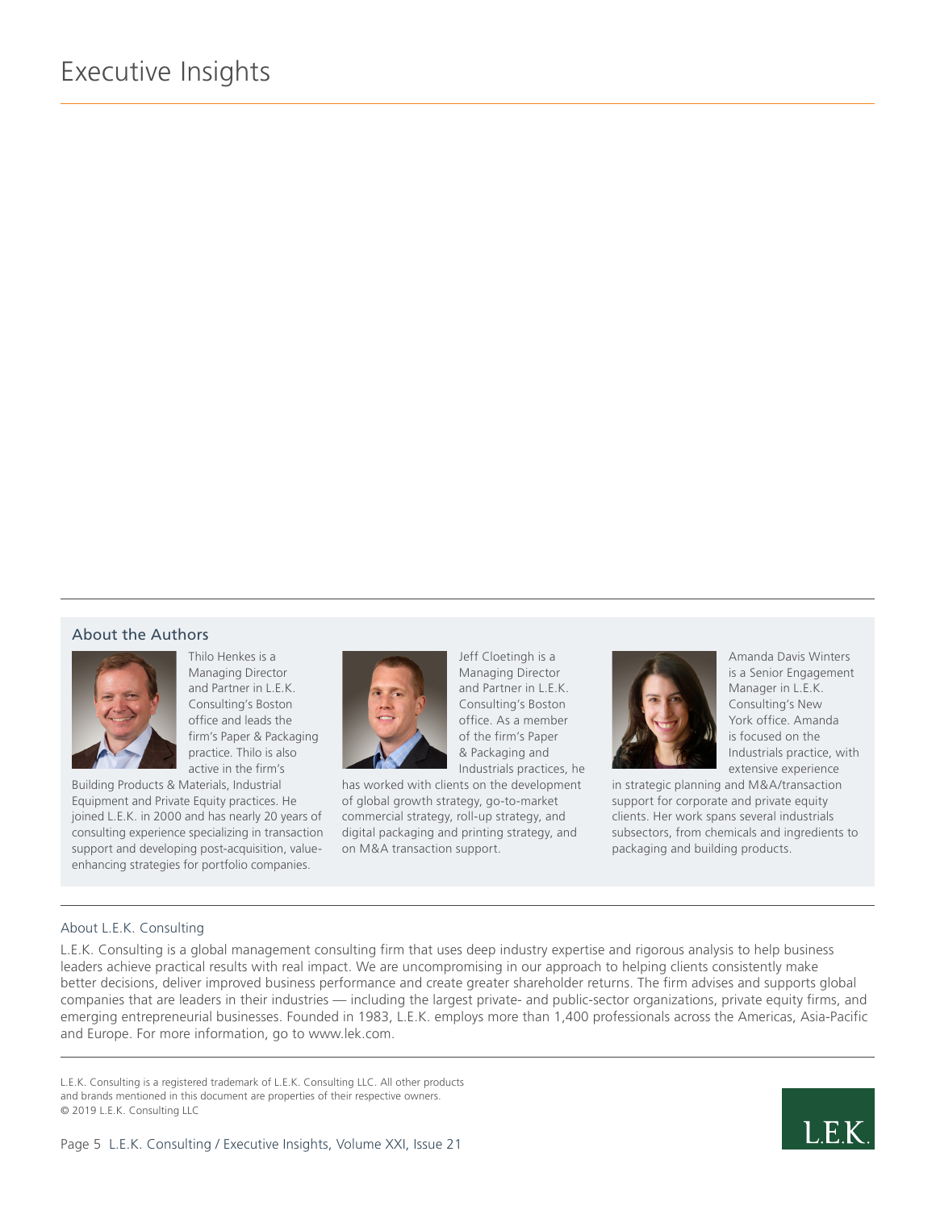## About the Authors

Thilo Henkes is a Managing Director and Partner in L.E.K. Consulting's Boston office and leads the firm's Paper & Packaging practice. Thilo is also active in the firm's Building Products & Materials, Industrial Equipment and Private Equity practices. He joined L.E.K. in 2000 and has nearly 20 years of consulting experience specializing in transaction support and developing post-acquisition, value-enhancing strategies for portfolio companies.

Jeff Cloetingh is a Managing Director and Partner in L.E.K. Consulting's Boston office. As a member of the firm's Paper & Packaging and Industrials practices, he has worked with clients on the development of global growth strategy, go-to-market commercial strategy, roll-up strategy, and digital packaging and printing strategy, and on M&A transaction support.

Amanda Davis Winters is a Senior Engagement Manager in L.E.K. Consulting's New York office. Amanda is focused on the Industrials practice, with extensive experience in strategic planning and M&A/transaction support for corporate and private equity clients. Her work spans several industrials subsectors, from chemicals and ingredients to packaging and building products.

## About L.E.K. Consulting

L.E.K. Consulting is a global management consulting firm that uses deep industry expertise and rigorous analysis to help business leaders achieve practical results with real impact. We are uncompromising in our approach to helping clients consistently make better decisions, deliver improved business performance and create greater shareholder returns. The firm advises and supports global companies that are leaders in their industries — including the largest private- and public-sector organizations, private equity firms, and emerging entrepreneurial businesses. Founded in 1983, L.E.K. employs more than 1,400 professionals across the Americas, Asia-Pacific and Europe. For more information, go to www.lek.com.

L.E.K. Consulting is a registered trademark of L.E.K. Consulting LLC. All other products and brands mentioned in this document are properties of their respective owners.
© 2019 L.E.K. Consulting LLC